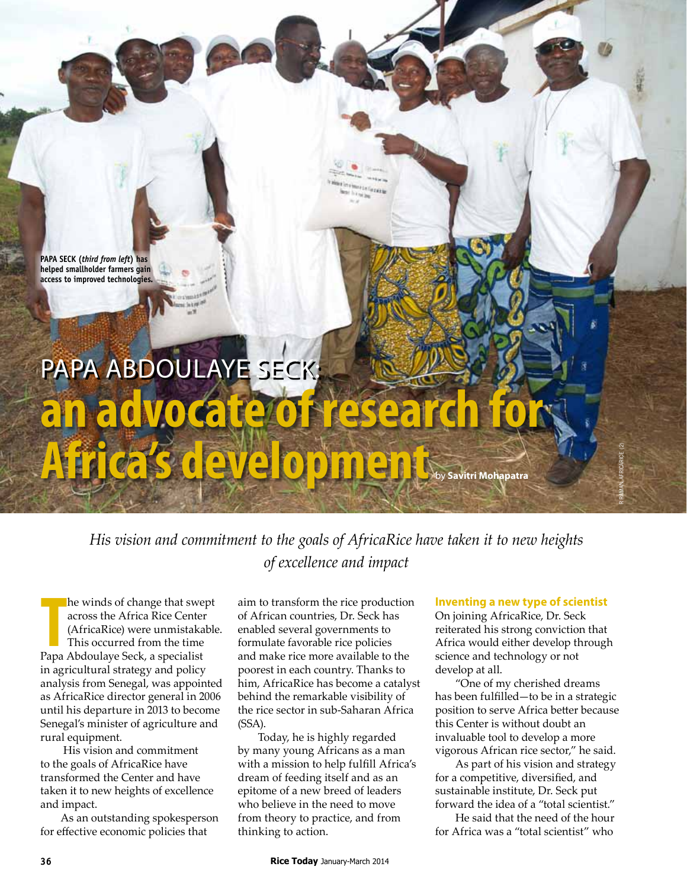PAPA SECK (*third from left*) has helped smallholder farmers gain access to improved technologies.

# PAPA ABDOULAYE SECK: an advocate of research for Africa's development

by **Savitri Mohapatra**

R RAMAN, AFRICARICE (2)

*His vision and commitment to the goals of AfricaRice have taken it to new heights of excellence and impact*

The winds of change that swept across the Africa Rice Center (AfricaRice) were unmistakable. This occurred from the time Papa Abdoulaye Seck, a specialist in agricultural strategy and policy analysis from Senegal, was appointed as AfricaRice director general in 2006 until his departure in 2013 to become Senegal's minister of agriculture and rural equipment.

His vision and commitment to the goals of AfricaRice have transformed the Center and have taken it to new heights of excellence and impact.

As an outstanding spokesperson for effective economic policies that aim to transform the rice production of African countries, Dr. Seck has enabled several governments to formulate favorable rice policies and make rice more available to the poorest in each country. Thanks to him, AfricaRice has become a catalyst behind the remarkable visibility of the rice sector in sub-Saharan Africa (SSA).

Today, he is highly regarded by many young Africans as a man with a mission to help fulfill Africa's dream of feeding itself and as an epitome of a new breed of leaders who believe in the need to move from theory to practice, and from thinking to action.

## Inventing a new type of scientist

On joining AfricaRice, Dr. Seck reiterated his strong conviction that Africa would either develop through science and technology or not develop at all.

"One of my cherished dreams has been fulfilled—to be in a strategic position to serve Africa better because this Center is without doubt an invaluable tool to develop a more vigorous African rice sector," he said.

As part of his vision and strategy for a competitive, diversified, and sustainable institute, Dr. Seck put forward the idea of a "total scientist."

He said that the need of the hour for Africa was a "total scientist" who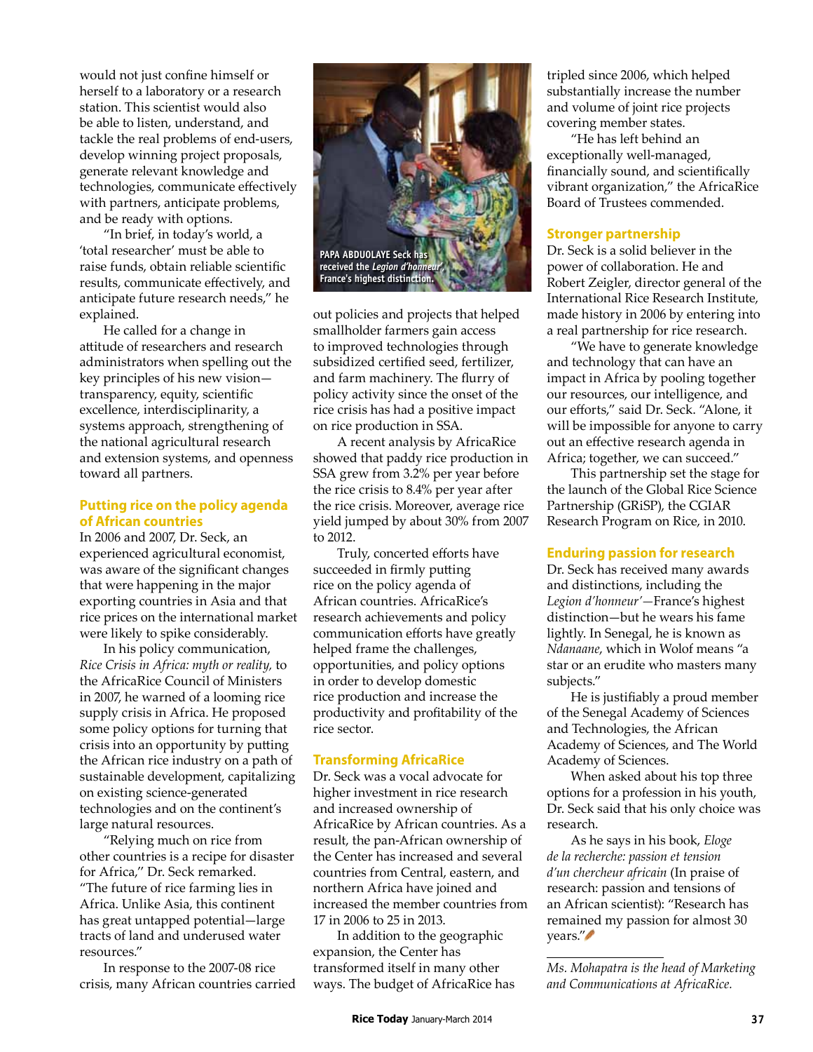would not just confine himself or herself to a laboratory or a research station. This scientist would also be able to listen, understand, and tackle the real problems of end-users, develop winning project proposals, generate relevant knowledge and technologies, communicate effectively with partners, anticipate problems, and be ready with options.

"In brief, in today's world, a 'total researcher' must be able to raise funds, obtain reliable scientific results, communicate effectively, and anticipate future research needs," he explained.

He called for a change in attitude of researchers and research administrators when spelling out the key principles of his new vision—transparency, equity, scientific excellence, interdisciplinarity, a systems approach, strengthening of the national agricultural research and extension systems, and openness toward all partners.

### Putting rice on the policy agenda of African countries

In 2006 and 2007, Dr. Seck, an experienced agricultural economist, was aware of the significant changes that were happening in the major exporting countries in Asia and that rice prices on the international market were likely to spike considerably.

In his policy communication, *Rice Crisis in Africa: myth or reality*, to the AfricaRice Council of Ministers in 2007, he warned of a looming rice supply crisis in Africa. He proposed some policy options for turning that crisis into an opportunity by putting the African rice industry on a path of sustainable development, capitalizing on existing science-generated technologies and on the continent's large natural resources.

"Relying much on rice from other countries is a recipe for disaster for Africa," Dr. Seck remarked. "The future of rice farming lies in Africa. Unlike Asia, this continent has great untapped potential—large tracts of land and underused water resources."

In response to the 2007-08 rice crisis, many African countries carried out policies and projects that helped smallholder farmers gain access to improved technologies through subsidized certified seed, fertilizer, and farm machinery. The flurry of policy activity since the onset of the rice crisis has had a positive impact on rice production in SSA.

PAPA ABDUOLAYE Seck has received the *Legion d'honneur*, France's highest distinction.

A recent analysis by AfricaRice showed that paddy rice production in SSA grew from 3.2% per year before the rice crisis to 8.4% per year after the rice crisis. Moreover, average rice yield jumped by about 30% from 2007 to 2012.

Truly, concerted efforts have succeeded in firmly putting rice on the policy agenda of African countries. AfricaRice's research achievements and policy communication efforts have greatly helped frame the challenges, opportunities, and policy options in order to develop domestic rice production and increase the productivity and profitability of the rice sector.

### Transforming AfricaRice

Dr. Seck was a vocal advocate for higher investment in rice research and increased ownership of AfricaRice by African countries. As a result, the pan-African ownership of the Center has increased and several countries from Central, eastern, and northern Africa have joined and increased the member countries from 17 in 2006 to 25 in 2013.

In addition to the geographic expansion, the Center has transformed itself in many other ways. The budget of AfricaRice has tripled since 2006, which helped substantially increase the number and volume of joint rice projects covering member states.

"He has left behind an exceptionally well-managed, financially sound, and scientifically vibrant organization," the AfricaRice Board of Trustees commended.

### Stronger partnership

Dr. Seck is a solid believer in the power of collaboration. He and Robert Zeigler, director general of the International Rice Research Institute, made history in 2006 by entering into a real partnership for rice research.

"We have to generate knowledge and technology that can have an impact in Africa by pooling together our resources, our intelligence, and our efforts," said Dr. Seck. "Alone, it will be impossible for anyone to carry out an effective research agenda in Africa; together, we can succeed."

This partnership set the stage for the launch of the Global Rice Science Partnership (GRiSP), the CGIAR Research Program on Rice, in 2010.

### Enduring passion for research

Dr. Seck has received many awards and distinctions, including the *Legion d'honneur'*—France's highest distinction—but he wears his fame lightly. In Senegal, he is known as *Ndanaane*, which in Wolof means "a star or an erudite who masters many subjects."

He is justifiably a proud member of the Senegal Academy of Sciences and Technologies, the African Academy of Sciences, and The World Academy of Sciences.

When asked about his top three options for a profession in his youth, Dr. Seck said that his only choice was research.

As he says in his book, *Eloge de la recherche: passion et tension d'un chercheur africain* (In praise of research: passion and tensions of an African scientist): "Research has remained my passion for almost 30 years."

---

*Ms. Mohapatra is the head of Marketing and Communications at AfricaRice.*